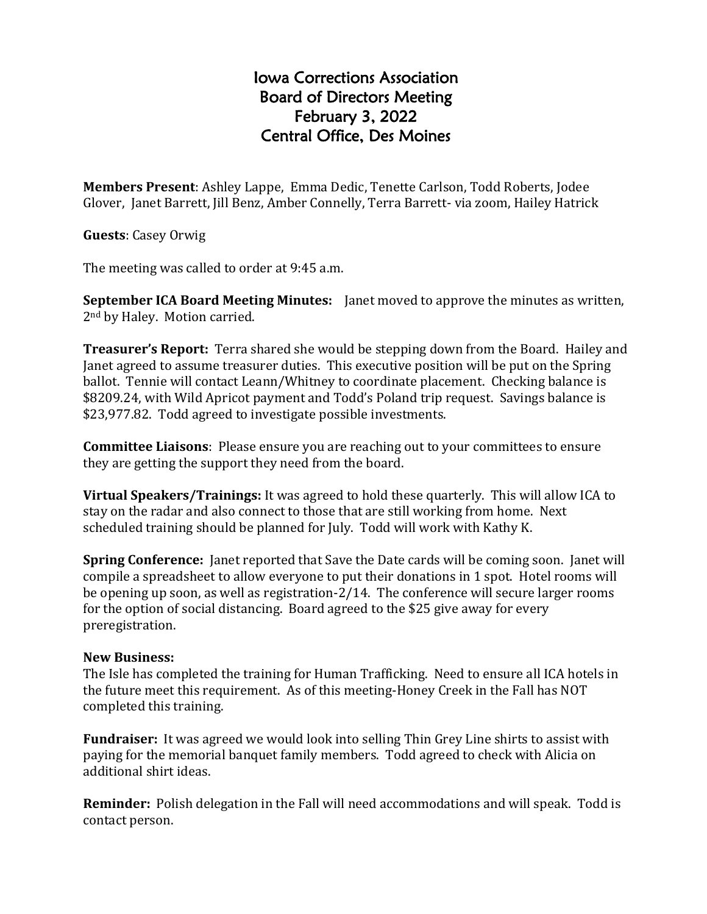# Iowa Corrections Association
## Board of Directors Meeting
## February 3, 2022
## Central Office, Des Moines

**Members Present**: Ashley Lappe, Emma Dedic, Tenette Carlson, Todd Roberts, Jodee Glover, Janet Barrett, Jill Benz, Amber Connelly, Terra Barrett- via zoom, Hailey Hatrick

**Guests**: Casey Orwig

The meeting was called to order at 9:45 a.m.

**September ICA Board Meeting Minutes:** Janet moved to approve the minutes as written, 2nd by Haley. Motion carried.

**Treasurer's Report:** Terra shared she would be stepping down from the Board. Hailey and Janet agreed to assume treasurer duties. This executive position will be put on the Spring ballot. Tennie will contact Leann/Whitney to coordinate placement. Checking balance is $8209.24, with Wild Apricot payment and Todd's Poland trip request. Savings balance is $23,977.82. Todd agreed to investigate possible investments.

**Committee Liaisons**: Please ensure you are reaching out to your committees to ensure they are getting the support they need from the board.

**Virtual Speakers/Trainings:** It was agreed to hold these quarterly. This will allow ICA to stay on the radar and also connect to those that are still working from home. Next scheduled training should be planned for July. Todd will work with Kathy K.

**Spring Conference:** Janet reported that Save the Date cards will be coming soon. Janet will compile a spreadsheet to allow everyone to put their donations in 1 spot. Hotel rooms will be opening up soon, as well as registration-2/14. The conference will secure larger rooms for the option of social distancing. Board agreed to the $25 give away for every preregistration.

**New Business:**
The Isle has completed the training for Human Trafficking. Need to ensure all ICA hotels in the future meet this requirement. As of this meeting-Honey Creek in the Fall has NOT completed this training.

**Fundraiser:** It was agreed we would look into selling Thin Grey Line shirts to assist with paying for the memorial banquet family members. Todd agreed to check with Alicia on additional shirt ideas.

**Reminder:** Polish delegation in the Fall will need accommodations and will speak. Todd is contact person.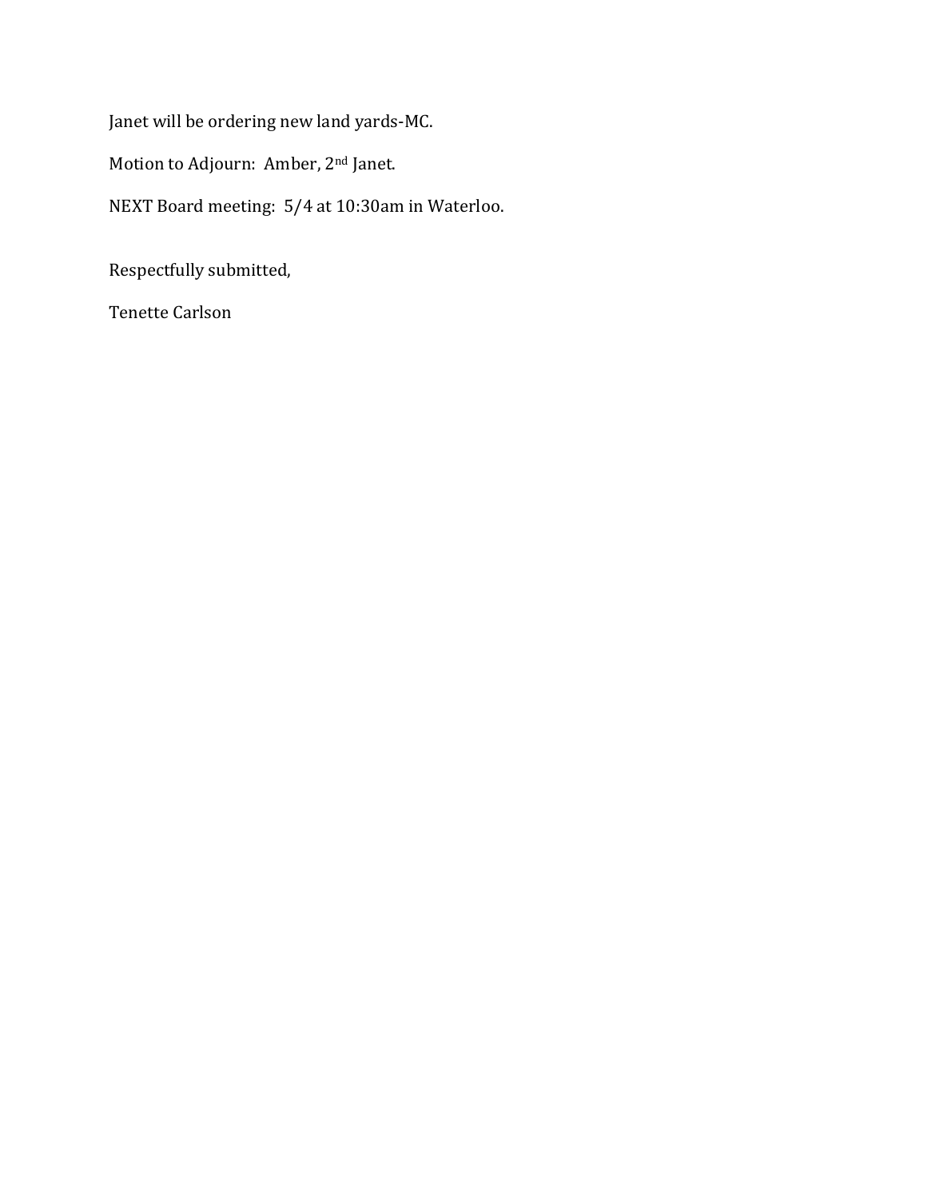Janet will be ordering new land yards-MC.

Motion to Adjourn: Amber, 2nd Janet.

NEXT Board meeting: 5/4 at 10:30am in Waterloo.

Respectfully submitted,

Tenette Carlson